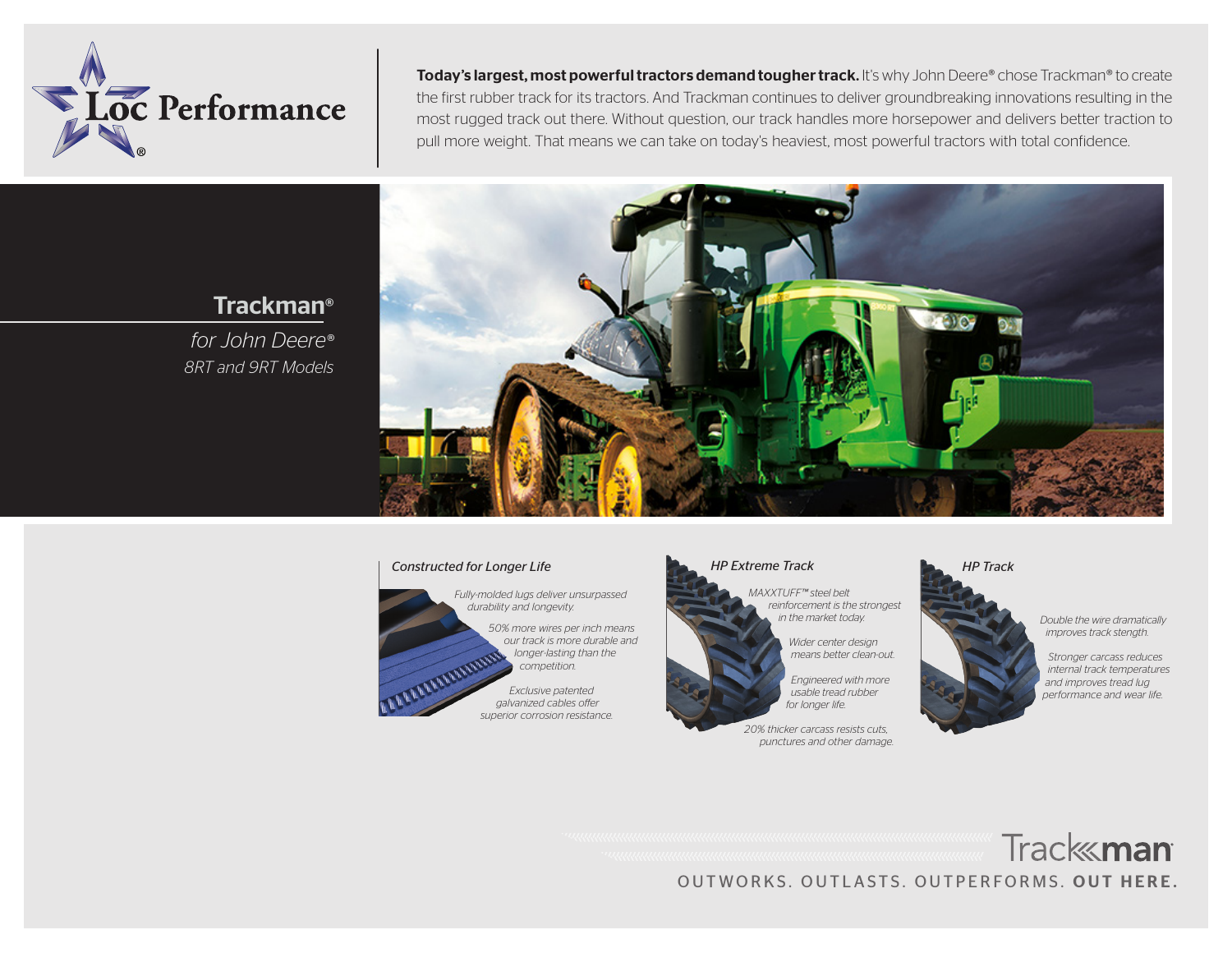Loc Performance®

**Today's largest, most powerful tractors demand tougher track.** It's why John Deere® chose Trackman® to create the first rubber track for its tractors. And Trackman continues to deliver groundbreaking innovations resulting in the most rugged track out there. Without question, our track handles more horsepower and delivers better traction to pull more weight. That means we can take on today's heaviest, most powerful tractors with total confidence.

# Trackman®

*for John Deere®*

*8RT and 9RT Models*

### *Constructed for Longer Life*

*Fully-molded lugs deliver unsurpassed durability and longevity.*

*50% more wires per inch means our track is more durable and longer-lasting than the competition.*

*Exclusive patented galvanized cables offer superior corrosion resistance.*

### *HP Extreme Track*

*MAXXTUFF™ steel belt reinforcement is the strongest in the market today.*

*Wider center design means better clean-out.*

*Engineered with more usable tread rubber for longer life.*

*20% thicker carcass resists cuts, punctures and other damage.*

### *HP Track*

*Double the wire dramatically improves track stength.*

*Stronger carcass reduces internal track temperatures and improves tread lug performance and wear life.*

Trackman

OUTWORKS. OUTLASTS. OUTPERFORMS. **OUT HERE.**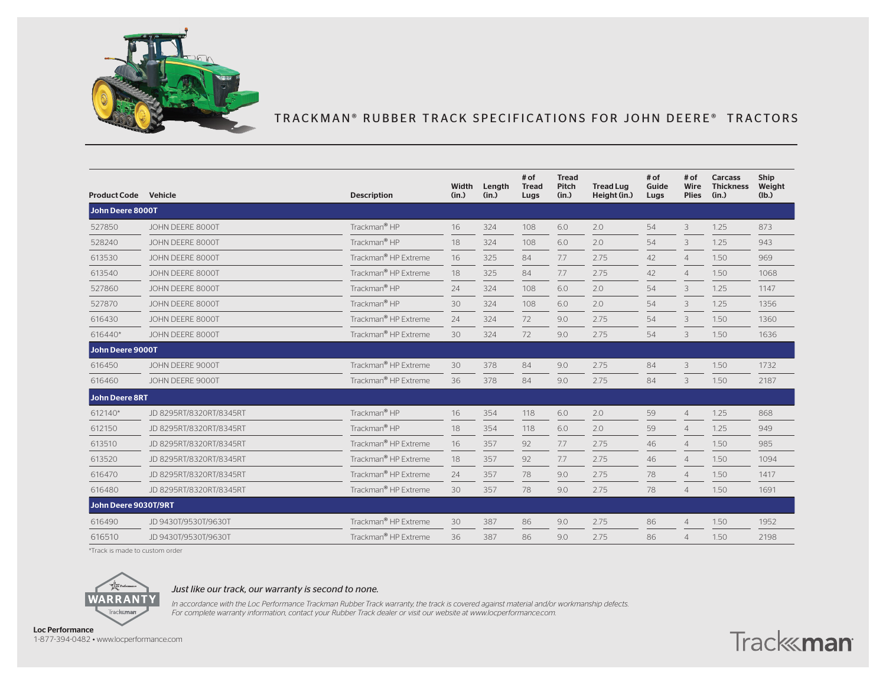# TRACKMAN® RUBBER TRACK SPECIFICATIONS FOR JOHN DEERE® TRACTORS

| Product Code | Vehicle | Description | Width (in.) | Length (in.) | # of Tread Lugs | Tread Pitch (in.) | Tread Lug Height (in.) | # of Guide Lugs | # of Wire Plies | Carcass Thickness (in.) | Ship Weight (lb.) |
|---|---|---|---|---|---|---|---|---|---|---|---|
| **John Deere 8000T** | | | | | | | | | | | |
| 527850 | JOHN DEERE 8000T | Trackman® HP | 16 | 324 | 108 | 6.0 | 2.0 | 54 | 3 | 1.25 | 873 |
| 528240 | JOHN DEERE 8000T | Trackman® HP | 18 | 324 | 108 | 6.0 | 2.0 | 54 | 3 | 1.25 | 943 |
| 613530 | JOHN DEERE 8000T | Trackman® HP Extreme | 16 | 325 | 84 | 7.7 | 2.75 | 42 | 4 | 1.50 | 969 |
| 613540 | JOHN DEERE 8000T | Trackman® HP Extreme | 18 | 325 | 84 | 7.7 | 2.75 | 42 | 4 | 1.50 | 1068 |
| 527860 | JOHN DEERE 8000T | Trackman® HP | 24 | 324 | 108 | 6.0 | 2.0 | 54 | 3 | 1.25 | 1147 |
| 527870 | JOHN DEERE 8000T | Trackman® HP | 30 | 324 | 108 | 6.0 | 2.0 | 54 | 3 | 1.25 | 1356 |
| 616430 | JOHN DEERE 8000T | Trackman® HP Extreme | 24 | 324 | 72 | 9.0 | 2.75 | 54 | 3 | 1.50 | 1360 |
| 616440* | JOHN DEERE 8000T | Trackman® HP Extreme | 30 | 324 | 72 | 9.0 | 2.75 | 54 | 3 | 1.50 | 1636 |
| **John Deere 9000T** | | | | | | | | | | | |
| 616450 | JOHN DEERE 9000T | Trackman® HP Extreme | 30 | 378 | 84 | 9.0 | 2.75 | 84 | 3 | 1.50 | 1732 |
| 616460 | JOHN DEERE 9000T | Trackman® HP Extreme | 36 | 378 | 84 | 9.0 | 2.75 | 84 | 3 | 1.50 | 2187 |
| **John Deere 8RT** | | | | | | | | | | | |
| 612140* | JD 8295RT/8320RT/8345RT | Trackman® HP | 16 | 354 | 118 | 6.0 | 2.0 | 59 | 4 | 1.25 | 868 |
| 612150 | JD 8295RT/8320RT/8345RT | Trackman® HP | 18 | 354 | 118 | 6.0 | 2.0 | 59 | 4 | 1.25 | 949 |
| 613510 | JD 8295RT/8320RT/8345RT | Trackman® HP Extreme | 16 | 357 | 92 | 7.7 | 2.75 | 46 | 4 | 1.50 | 985 |
| 613520 | JD 8295RT/8320RT/8345RT | Trackman® HP Extreme | 18 | 357 | 92 | 7.7 | 2.75 | 46 | 4 | 1.50 | 1094 |
| 616470 | JD 8295RT/8320RT/8345RT | Trackman® HP Extreme | 24 | 357 | 78 | 9.0 | 2.75 | 78 | 4 | 1.50 | 1417 |
| 616480 | JD 8295RT/8320RT/8345RT | Trackman® HP Extreme | 30 | 357 | 78 | 9.0 | 2.75 | 78 | 4 | 1.50 | 1691 |
| **John Deere 9030T/9RT** | | | | | | | | | | | |
| 616490 | JD 9430T/9530T/9630T | Trackman® HP Extreme | 30 | 387 | 86 | 9.0 | 2.75 | 86 | 4 | 1.50 | 1952 |
| 616510 | JD 9430T/9530T/9630T | Trackman® HP Extreme | 36 | 387 | 86 | 9.0 | 2.75 | 86 | 4 | 1.50 | 2198 |

*Track is made to custom order

WARRANTY

*Just like our track, our warranty is second to none.*

*In accordance with the Loc Performance Trackman Rubber Track warranty, the track is covered against material and/or workmanship defects. For complete warranty information, contact your Rubber Track dealer or visit our website at www.locperformance.com.*

**Loc Performance**
1-877-394-0482 • www.locperformance.com

Trackman